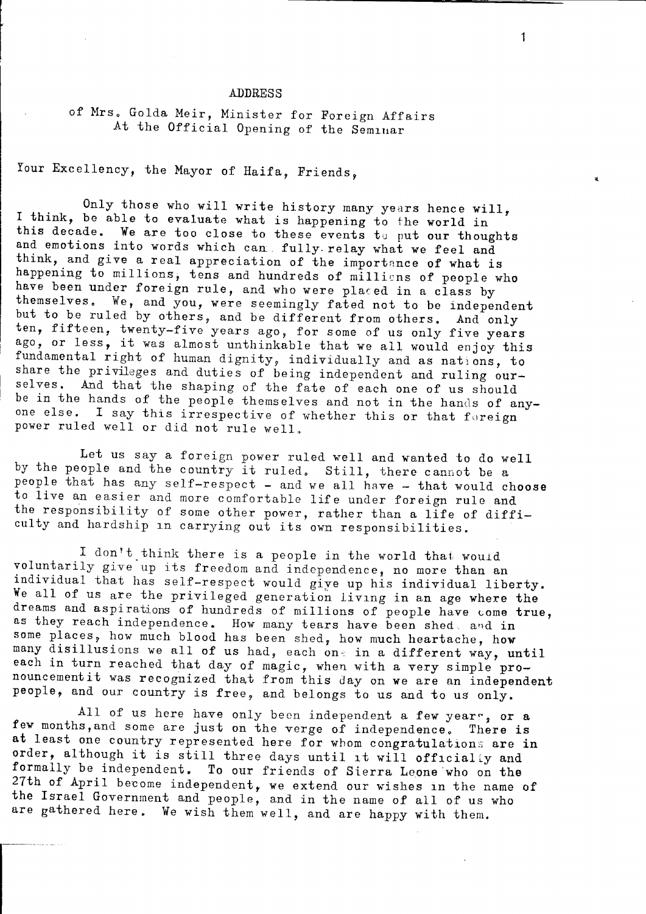# ADDRESS

of Mrs. Golda Meir, Minister for Foreign Affairs
At the Official Opening of the Seminar

Your Excellency, the Mayor of Haifa, Friends,

Only those who will write history many years hence will, I think, be able to evaluate what is happening to the world in this decade. We are too close to these events to put our thoughts and emotions into words which can fully relay what we feel and think, and give a real appreciation of the importance of what is happening to millions, tens and hundreds of millions of people who have been under foreign rule, and who were placed in a class by themselves. We, and you, were seemingly fated not to be independent but to be ruled by others, and be different from others. And only ten, fifteen, twenty-five years ago, for some of us only five years ago, or less, it was almost unthinkable that we all would enjoy this fundamental right of human dignity, individually and as nations, to share the privileges and duties of being independent and ruling ourselves. And that the shaping of the fate of each one of us should be in the hands of the people themselves and not in the hands of anyone else. I say this irrespective of whether this or that foreign power ruled well or did not rule well.

Let us say a foreign power ruled well and wanted to do well by the people and the country it ruled. Still, there cannot be a people that has any self-respect - and we all have - that would choose to live an easier and more comfortable life under foreign rule and the responsibility of some other power, rather than a life of difficulty and hardship in carrying out its own responsibilities.

I don't think there is a people in the world that would voluntarily give up its freedom and independence, no more than an individual that has self-respect would give up his individual liberty. We all of us are the privileged generation living in an age where the dreams and aspirations of hundreds of millions of people have come true, as they reach independence. How many tears have been shed and in some places, how much blood has been shed, how much heartache, how many disillusions we all of us had, each one in a different way, until each in turn reached that day of magic, when with a very simple pronouncementit was recognized that from this day on we are an independent people, and our country is free, and belongs to us and to us only.

All of us here have only been independent a few years, or a few months, and some are just on the verge of independence. There is at least one country represented here for whom congratulations are in order, although it is still three days until it will officially and formally be independent. To our friends of Sierra Leone who on the 27th of April become independent, we extend our wishes in the name of the Israel Government and people, and in the name of all of us who are gathered here. We wish them well, and are happy with them.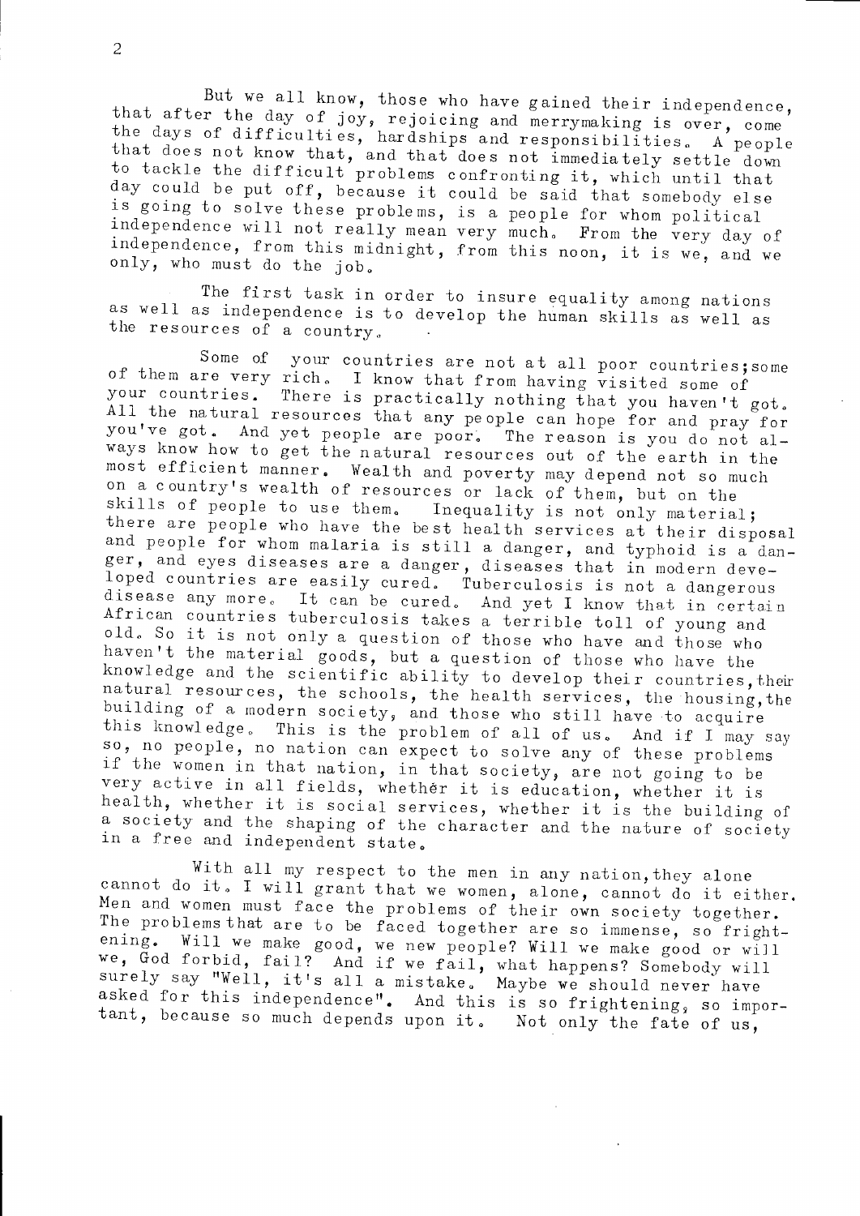But we all know, those who have gained their independence, that after the day of joy, rejoicing and merrymaking is over, come the days of difficulties, hardships and responsibilities. A people that does not know that, and that does not immediately settle down to tackle the difficult problems confronting it, which until that day could be put off, because it could be said that somebody else is going to solve these problems, is a people for whom political independence will not really mean very much. From the very day of independence, from this midnight, from this noon, it is we, and we only, who must do the job.

The first task in order to insure equality among nations as well as independence is to develop the human skills as well as the resources of a country.

Some of your countries are not at all poor countries; some of them are very rich. I know that from having visited some of your countries. There is practically nothing that you haven't got. All the natural resources that any people can hope for and pray for you've got. And yet people are poor. The reason is you do not always know how to get the natural resources out of the earth in the most efficient manner. Wealth and poverty may depend not so much on a country's wealth of resources or lack of them, but on the skills of people to use them. Inequality is not only material; there are people who have the best health services at their disposal and people for whom malaria is still a danger, and typhoid is a danger, and eyes diseases are a danger, diseases that in modern developed countries are easily cured. Tuberculosis is not a dangerous disease any more. It can be cured. And yet I know that in certain African countries tuberculosis takes a terrible toll of young and old. So it is not only a question of those who have and those who haven't the material goods, but a question of those who have the knowledge and the scientific ability to develop their countries, their natural resources, the schools, the health services, the housing, the building of a modern society, and those who still have to acquire this knowledge. This is the problem of all of us. And if I may say so, no people, no nation can expect to solve any of these problems if the women in that nation, in that society, are not going to be very active in all fields, whether it is education, whether it is health, whether it is social services, whether it is the building of a society and the shaping of the character and the nature of society in a free and independent state.

With all my respect to the men in any nation, they alone cannot do it. I will grant that we women, alone, cannot do it either. Men and women must face the problems of their own society together. The problems that are to be faced together are so immense, so frightening. Will we make good, we new people? Will we make good or will we, God forbid, fail? And if we fail, what happens? Somebody will surely say "Well, it's all a mistake. Maybe we should never have asked for this independence". And this is so frightening, so important, because so much depends upon it. Not only the fate of us,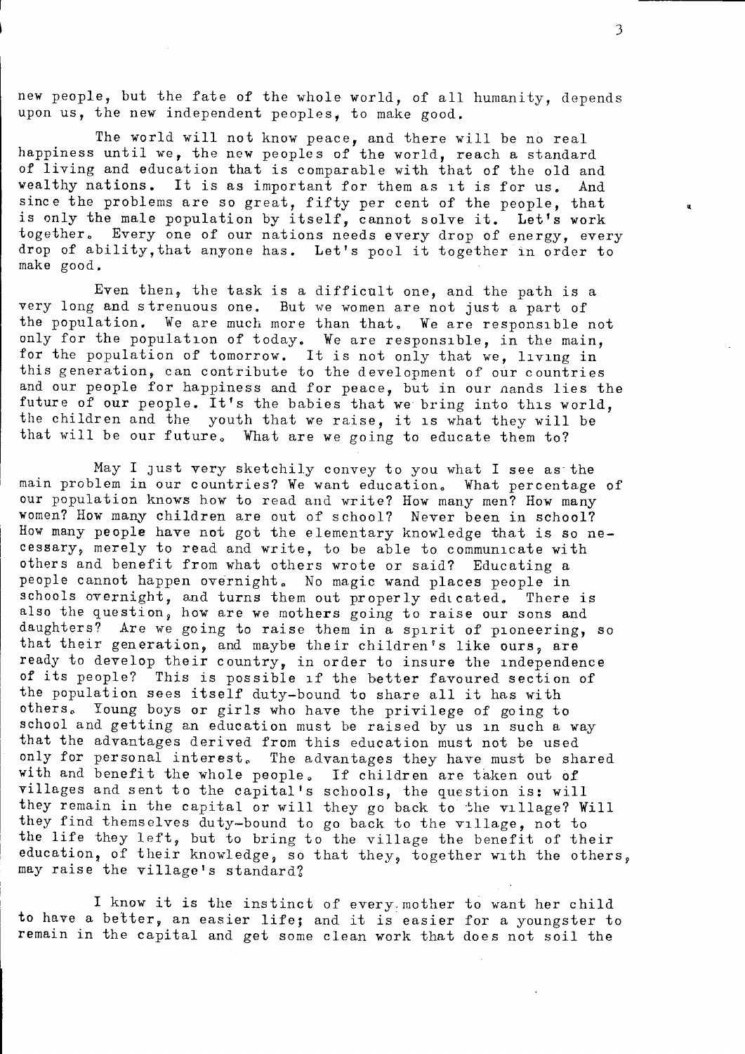new people, but the fate of the whole world, of all humanity, depends upon us, the new independent peoples, to make good.

The world will not know peace, and there will be no real happiness until we, the new peoples of the world, reach a standard of living and education that is comparable with that of the old and wealthy nations. It is as important for them as it is for us. And since the problems are so great, fifty per cent of the people, that is only the male population by itself, cannot solve it. Let's work together. Every one of our nations needs every drop of energy, every drop of ability, that anyone has. Let's pool it together in order to make good.

Even then, the task is a difficult one, and the path is a very long and strenuous one. But we women are not just a part of the population. We are much more than that. We are responsible not only for the population of today. We are responsible, in the main, for the population of tomorrow. It is not only that we, living in this generation, can contribute to the development of our countries and our people for happiness and for peace, but in our hands lies the future of our people. It's the babies that we bring into this world, the children and the youth that we raise, it is what they will be that will be our future. What are we going to educate them to?

May I just very sketchily convey to you what I see as the main problem in our countries? We want education. What percentage of our population knows how to read and write? How many men? How many women? How many children are out of school? Never been in school? How many people have not got the elementary knowledge that is so necessary, merely to read and write, to be able to communicate with others and benefit from what others wrote or said? Educating a people cannot happen overnight. No magic wand places people in schools overnight, and turns them out properly educated. There is also the question, how are we mothers going to raise our sons and daughters? Are we going to raise them in a spirit of pioneering, so that their generation, and maybe their children's like ours, are ready to develop their country, in order to insure the independence of its people? This is possible if the better favoured section of the population sees itself duty-bound to share all it has with others. Young boys or girls who have the privilege of going to school and getting an education must be raised by us in such a way that the advantages derived from this education must not be used only for personal interest. The advantages they have must be shared with and benefit the whole people. If children are taken out of villages and sent to the capital's schools, the question is: will they remain in the capital or will they go back to the village? Will they find themselves duty-bound to go back to the village, not to the life they left, but to bring to the village the benefit of their education, of their knowledge, so that they, together with the others, may raise the village's standard?

I know it is the instinct of every mother to want her child to have a better, an easier life; and it is easier for a youngster to remain in the capital and get some clean work that does not soil the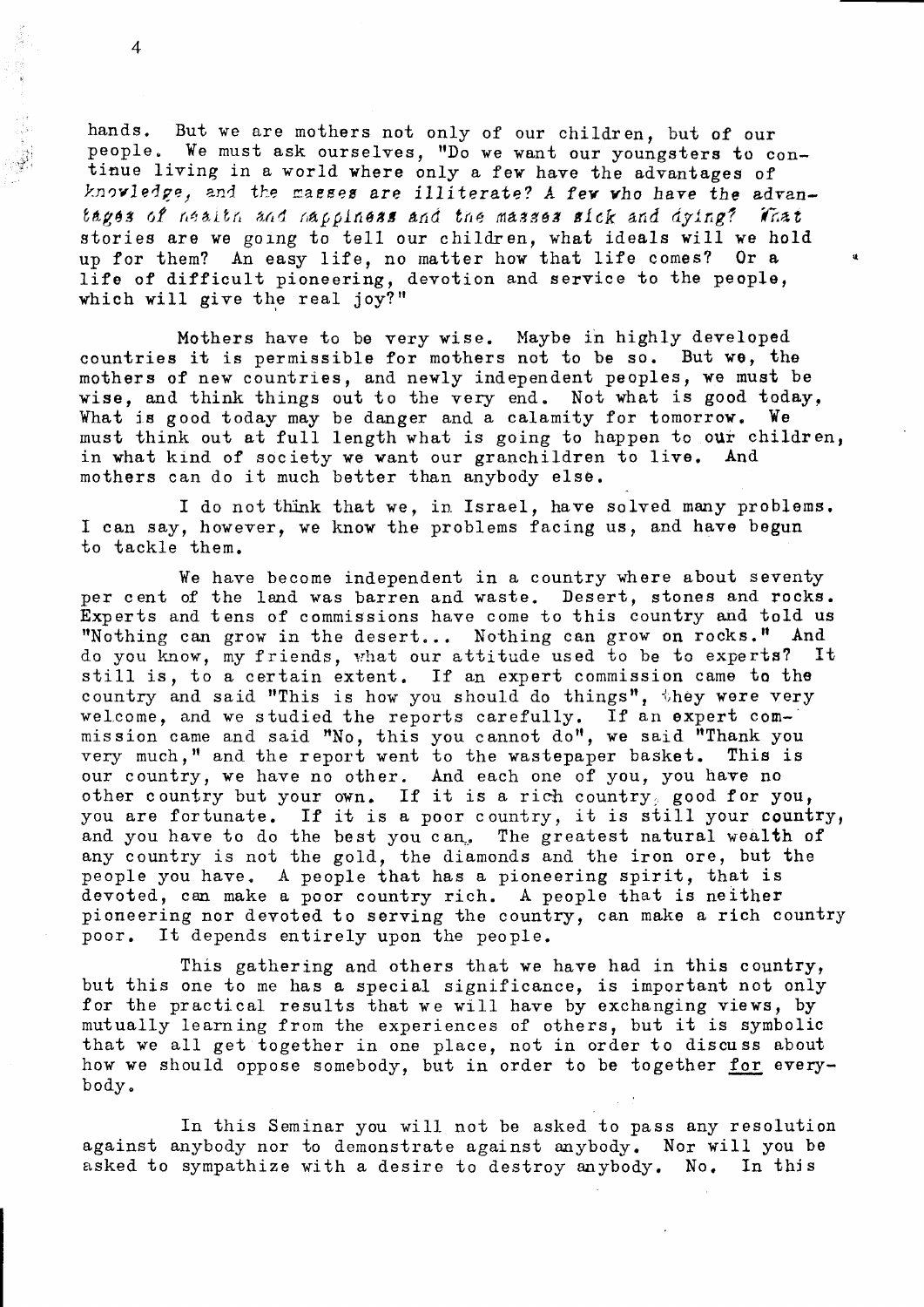hands. But we are mothers not only of our children, but of our people. We must ask ourselves, "Do we want our youngsters to continue living in a world where only a few have the advantages of knowledge, and the masses are illiterate? A few who have the advantages of health and happiness and the masses sick and dying? What stories are we going to tell our children, what ideals will we hold up for them? An easy life, no matter how that life comes? Or a life of difficult pioneering, devotion and service to the people, which will give the real joy?"

Mothers have to be very wise. Maybe in highly developed countries it is permissible for mothers not to be so. But we, the mothers of new countries, and newly independent peoples, we must be wise, and think things out to the very end. Not what is good today. What is good today may be danger and a calamity for tomorrow. We must think out at full length what is going to happen to our children, in what kind of society we want our granchildren to live. And mothers can do it much better than anybody else.

I do not think that we, in Israel, have solved many problems. I can say, however, we know the problems facing us, and have begun to tackle them.

We have become independent in a country where about seventy per cent of the land was barren and waste. Desert, stones and rocks. Experts and tens of commissions have come to this country and told us "Nothing can grow in the desert... Nothing can grow on rocks." And do you know, my friends, what our attitude used to be to experts? It still is, to a certain extent. If an expert commission came to the country and said "This is how you should do things", they were very welcome, and we studied the reports carefully. If an expert commission came and said "No, this you cannot do", we said "Thank you very much," and the report went to the wastepaper basket. This is our country, we have no other. And each one of you, you have no other country but your own. If it is a rich country, good for you, you are fortunate. If it is a poor country, it is still your country, and you have to do the best you can. The greatest natural wealth of any country is not the gold, the diamonds and the iron ore, but the people you have. A people that has a pioneering spirit, that is devoted, can make a poor country rich. A people that is neither pioneering nor devoted to serving the country, can make a rich country poor. It depends entirely upon the people.

This gathering and others that we have had in this country, but this one to me has a special significance, is important not only for the practical results that we will have by exchanging views, by mutually learning from the experiences of others, but it is symbolic that we all get together in one place, not in order to discuss about how we should oppose somebody, but in order to be together <u>for</u> everybody.

In this Seminar you will not be asked to pass any resolution against anybody nor to demonstrate against anybody. Nor will you be asked to sympathize with a desire to destroy anybody. No. In this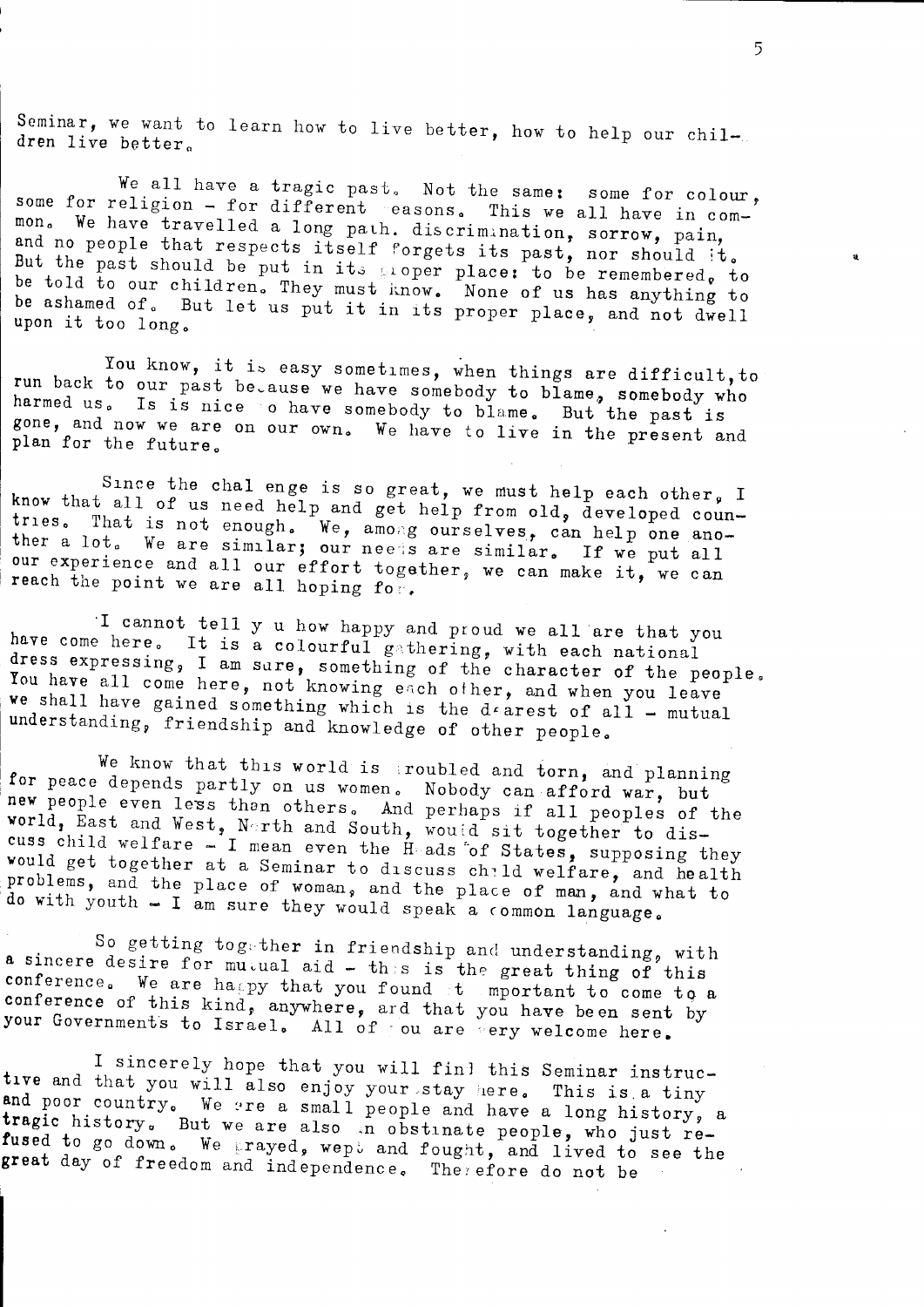Seminar, we want to learn how to live better, how to help our children live better.

We all have a tragic past. Not the same: some for colour, some for religion - for different reasons. This we all have in common. We have travelled a long path. discrimination, sorrow, pain, and no people that respects itself forgets its past, nor should it. But the past should be put in its proper place: to be remembered, to be told to our children. They must know. None of us has anything to be ashamed of. But let us put it in its proper place, and not dwell upon it too long.

You know, it is easy sometimes, when things are difficult, to run back to our past because we have somebody to blame, somebody who harmed us. Is is nice to have somebody to blame. But the past is gone, and now we are on our own. We have to live in the present and plan for the future.

Since the challenge is so great, we must help each other, I know that all of us need help and get help from old, developed countries. That is not enough. We, among ourselves, can help one another a lot. We are similar; our needs are similar. If we put all our experience and all our effort together, we can make it, we can reach the point we are all hoping for.

I cannot tell you how happy and proud we all are that you have come here. It is a colourful gathering, with each national dress expressing, I am sure, something of the character of the people. You have all come here, not knowing each other, and when you leave we shall have gained something which is the dearest of all - mutual understanding, friendship and knowledge of other people.

We know that this world is troubled and torn, and planning for peace depends partly on us women. Nobody can afford war, but new people even less than others. And perhaps if all peoples of the world, East and West, North and South, would sit together to discuss child welfare - I mean even the Heads of States, supposing they would get together at a Seminar to discuss child welfare, and health problems, and the place of woman, and the place of man, and what to do with youth - I am sure they would speak a common language.

So getting together in friendship and understanding, with a sincere desire for mutual aid - this is the great thing of this conference. We are happy that you found it important to come to a conference of this kind, anywhere, and that you have been sent by your Governments to Israel. All of you are very welcome here.

I sincerely hope that you will find this Seminar instructive and that you will also enjoy your stay here. This is a tiny and poor country. We are a small people and have a long history, a tragic history. But we are also an obstinate people, who just refused to go down. We prayed, wept and fought, and lived to see the great day of freedom and independence. Therefore do not be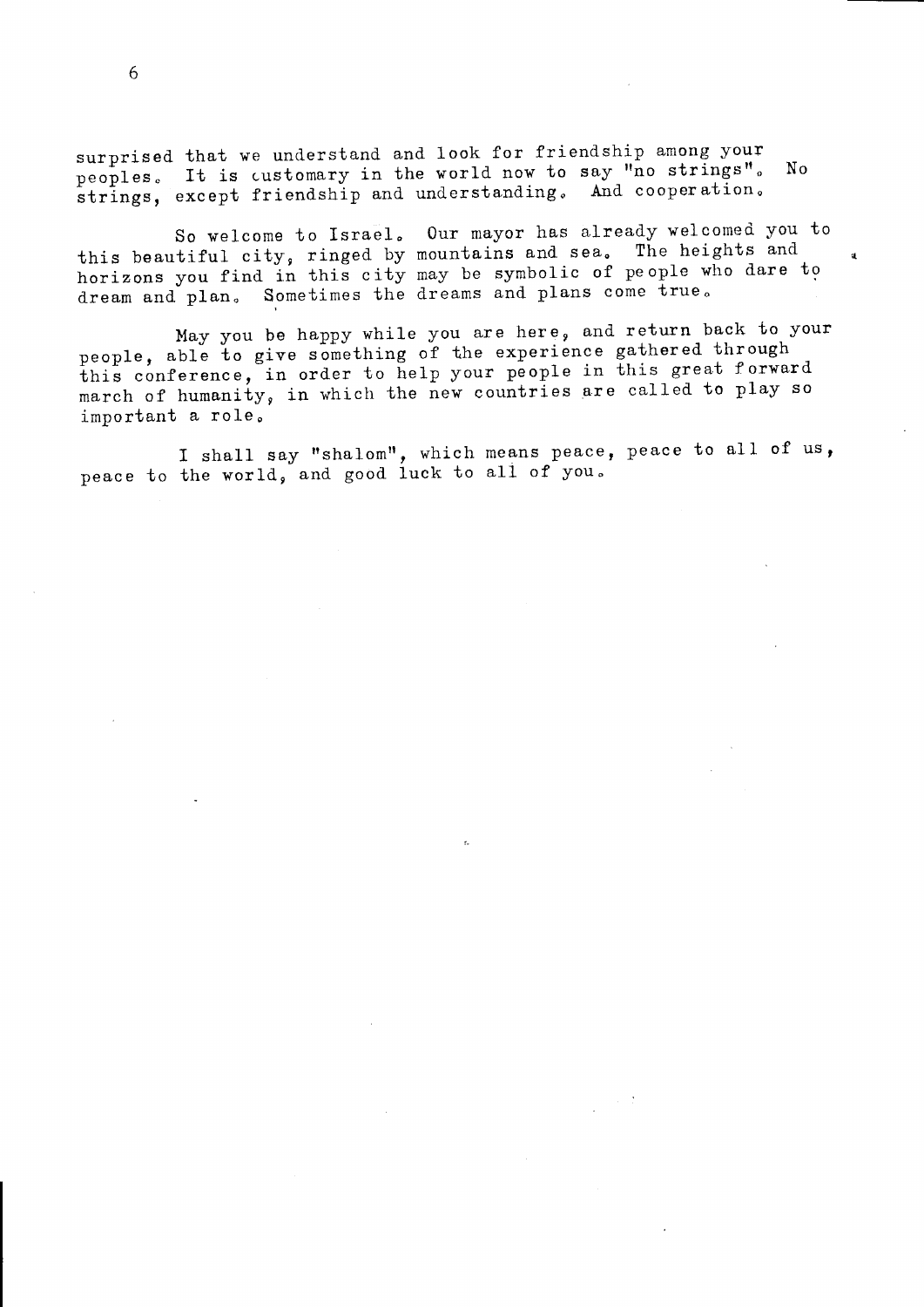surprised that we understand and look for friendship among your peoples. It is customary in the world now to say "no strings". No strings, except friendship and understanding. And cooperation.

So welcome to Israel. Our mayor has already welcomed you to this beautiful city, ringed by mountains and sea. The heights and horizons you find in this city may be symbolic of people who dare to dream and plan. Sometimes the dreams and plans come true.

May you be happy while you are here, and return back to your people, able to give something of the experience gathered through this conference, in order to help your people in this great forward march of humanity, in which the new countries are called to play so important a role.

I shall say "shalom", which means peace, peace to all of us, peace to the world, and good luck to all of you.